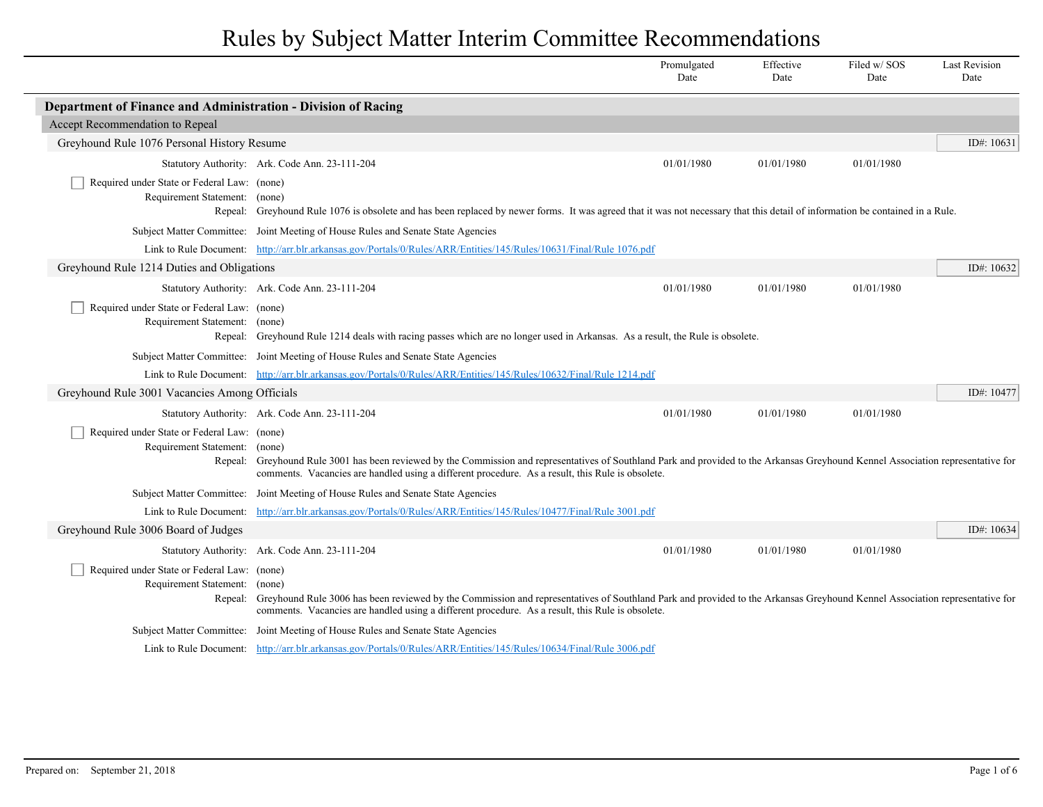# Rules by Subject Matter Interim Committee Recommendations

| | Promulgated Date | Effective Date | Filed w/ SOS Date | Last Revision Date |
|---|---|---|---|---|

## Department of Finance and Administration - Division of Racing

### Accept Recommendation to Repeal

#### Greyhound Rule 1076 Personal History Resume

ID#: 10631

| | Promulgated Date | Effective Date | Filed w/ SOS Date | Last Revision Date |
|---|---|---|---|---|
| Statutory Authority: Ark. Code Ann. 23-111-204 | 01/01/1980 | 01/01/1980 | 01/01/1980 | |

☐ Required under State or Federal Law: (none)

Requirement Statement: (none)

Repeal: Greyhound Rule 1076 is obsolete and has been replaced by newer forms. It was agreed that it was not necessary that this detail of information be contained in a Rule.

Subject Matter Committee: Joint Meeting of House Rules and Senate State Agencies

Link to Rule Document: http://arr.blr.arkansas.gov/Portals/0/Rules/ARR/Entities/145/Rules/10631/Final/Rule 1076.pdf

#### Greyhound Rule 1214 Duties and Obligations

ID#: 10632

| | Promulgated Date | Effective Date | Filed w/ SOS Date | Last Revision Date |
|---|---|---|---|---|
| Statutory Authority: Ark. Code Ann. 23-111-204 | 01/01/1980 | 01/01/1980 | 01/01/1980 | |

☐ Required under State or Federal Law: (none)

Requirement Statement: (none)

Repeal: Greyhound Rule 1214 deals with racing passes which are no longer used in Arkansas. As a result, the Rule is obsolete.

Subject Matter Committee: Joint Meeting of House Rules and Senate State Agencies

Link to Rule Document: http://arr.blr.arkansas.gov/Portals/0/Rules/ARR/Entities/145/Rules/10632/Final/Rule 1214.pdf

#### Greyhound Rule 3001 Vacancies Among Officials

ID#: 10477

| | Promulgated Date | Effective Date | Filed w/ SOS Date | Last Revision Date |
|---|---|---|---|---|
| Statutory Authority: Ark. Code Ann. 23-111-204 | 01/01/1980 | 01/01/1980 | 01/01/1980 | |

☐ Required under State or Federal Law: (none)

Requirement Statement: (none)

Repeal: Greyhound Rule 3001 has been reviewed by the Commission and representatives of Southland Park and provided to the Arkansas Greyhound Kennel Association representative for comments. Vacancies are handled using a different procedure. As a result, this Rule is obsolete.

Subject Matter Committee: Joint Meeting of House Rules and Senate State Agencies

Link to Rule Document: http://arr.blr.arkansas.gov/Portals/0/Rules/ARR/Entities/145/Rules/10477/Final/Rule 3001.pdf

#### Greyhound Rule 3006 Board of Judges

ID#: 10634

| | Promulgated Date | Effective Date | Filed w/ SOS Date | Last Revision Date |
|---|---|---|---|---|
| Statutory Authority: Ark. Code Ann. 23-111-204 | 01/01/1980 | 01/01/1980 | 01/01/1980 | |

☐ Required under State or Federal Law: (none)

Requirement Statement: (none)

Repeal: Greyhound Rule 3006 has been reviewed by the Commission and representatives of Southland Park and provided to the Arkansas Greyhound Kennel Association representative for comments. Vacancies are handled using a different procedure. As a result, this Rule is obsolete.

Subject Matter Committee: Joint Meeting of House Rules and Senate State Agencies

Link to Rule Document: http://arr.blr.arkansas.gov/Portals/0/Rules/ARR/Entities/145/Rules/10634/Final/Rule 3006.pdf

Prepared on: September 21, 2018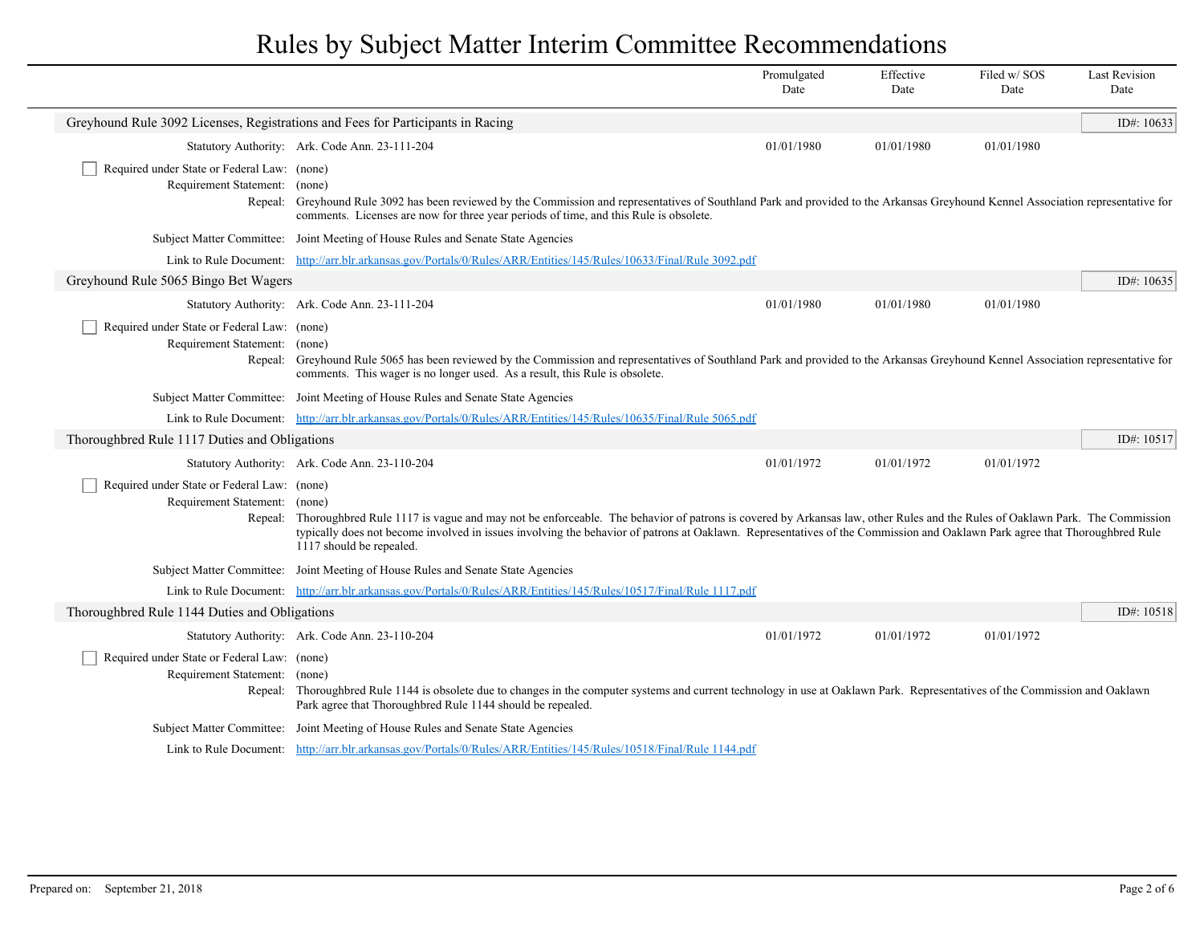# Rules by Subject Matter Interim Committee Recommendations

| | Promulgated Date | Effective Date | Filed w/ SOS Date | Last Revision Date |
|---|---|---|---|---|

## Greyhound Rule 3092 Licenses, Registrations and Fees for Participants in Racing

ID#: 10633

| | Promulgated Date | Effective Date | Filed w/ SOS Date | Last Revision Date |
|---|---|---|---|---|
| Statutory Authority: Ark. Code Ann. 23-111-204 | 01/01/1980 | 01/01/1980 | 01/01/1980 | |

☐ Required under State or Federal Law: (none)

Requirement Statement: (none)

Repeal: Greyhound Rule 3092 has been reviewed by the Commission and representatives of Southland Park and provided to the Arkansas Greyhound Kennel Association representative for comments. Licenses are now for three year periods of time, and this Rule is obsolete.

Subject Matter Committee: Joint Meeting of House Rules and Senate State Agencies

Link to Rule Document: http://arr.blr.arkansas.gov/Portals/0/Rules/ARR/Entities/145/Rules/10633/Final/Rule 3092.pdf

## Greyhound Rule 5065 Bingo Bet Wagers

ID#: 10635

| | Promulgated Date | Effective Date | Filed w/ SOS Date | Last Revision Date |
|---|---|---|---|---|
| Statutory Authority: Ark. Code Ann. 23-111-204 | 01/01/1980 | 01/01/1980 | 01/01/1980 | |

☐ Required under State or Federal Law: (none)

Requirement Statement: (none)

Repeal: Greyhound Rule 5065 has been reviewed by the Commission and representatives of Southland Park and provided to the Arkansas Greyhound Kennel Association representative for comments. This wager is no longer used. As a result, this Rule is obsolete.

Subject Matter Committee: Joint Meeting of House Rules and Senate State Agencies

Link to Rule Document: http://arr.blr.arkansas.gov/Portals/0/Rules/ARR/Entities/145/Rules/10635/Final/Rule 5065.pdf

## Thoroughbred Rule 1117 Duties and Obligations

ID#: 10517

| | Promulgated Date | Effective Date | Filed w/ SOS Date | Last Revision Date |
|---|---|---|---|---|
| Statutory Authority: Ark. Code Ann. 23-110-204 | 01/01/1972 | 01/01/1972 | 01/01/1972 | |

☐ Required under State or Federal Law: (none)

Requirement Statement: (none)

Repeal: Thoroughbred Rule 1117 is vague and may not be enforceable. The behavior of patrons is covered by Arkansas law, other Rules and the Rules of Oaklawn Park. The Commission typically does not become involved in issues involving the behavior of patrons at Oaklawn. Representatives of the Commission and Oaklawn Park agree that Thoroughbred Rule 1117 should be repealed.

Subject Matter Committee: Joint Meeting of House Rules and Senate State Agencies

Link to Rule Document: http://arr.blr.arkansas.gov/Portals/0/Rules/ARR/Entities/145/Rules/10517/Final/Rule 1117.pdf

## Thoroughbred Rule 1144 Duties and Obligations

ID#: 10518

| | Promulgated Date | Effective Date | Filed w/ SOS Date | Last Revision Date |
|---|---|---|---|---|
| Statutory Authority: Ark. Code Ann. 23-110-204 | 01/01/1972 | 01/01/1972 | 01/01/1972 | |

☐ Required under State or Federal Law: (none)

Requirement Statement: (none)

Repeal: Thoroughbred Rule 1144 is obsolete due to changes in the computer systems and current technology in use at Oaklawn Park. Representatives of the Commission and Oaklawn Park agree that Thoroughbred Rule 1144 should be repealed.

Subject Matter Committee: Joint Meeting of House Rules and Senate State Agencies

Link to Rule Document: http://arr.blr.arkansas.gov/Portals/0/Rules/ARR/Entities/145/Rules/10518/Final/Rule 1144.pdf

Prepared on: September 21, 2018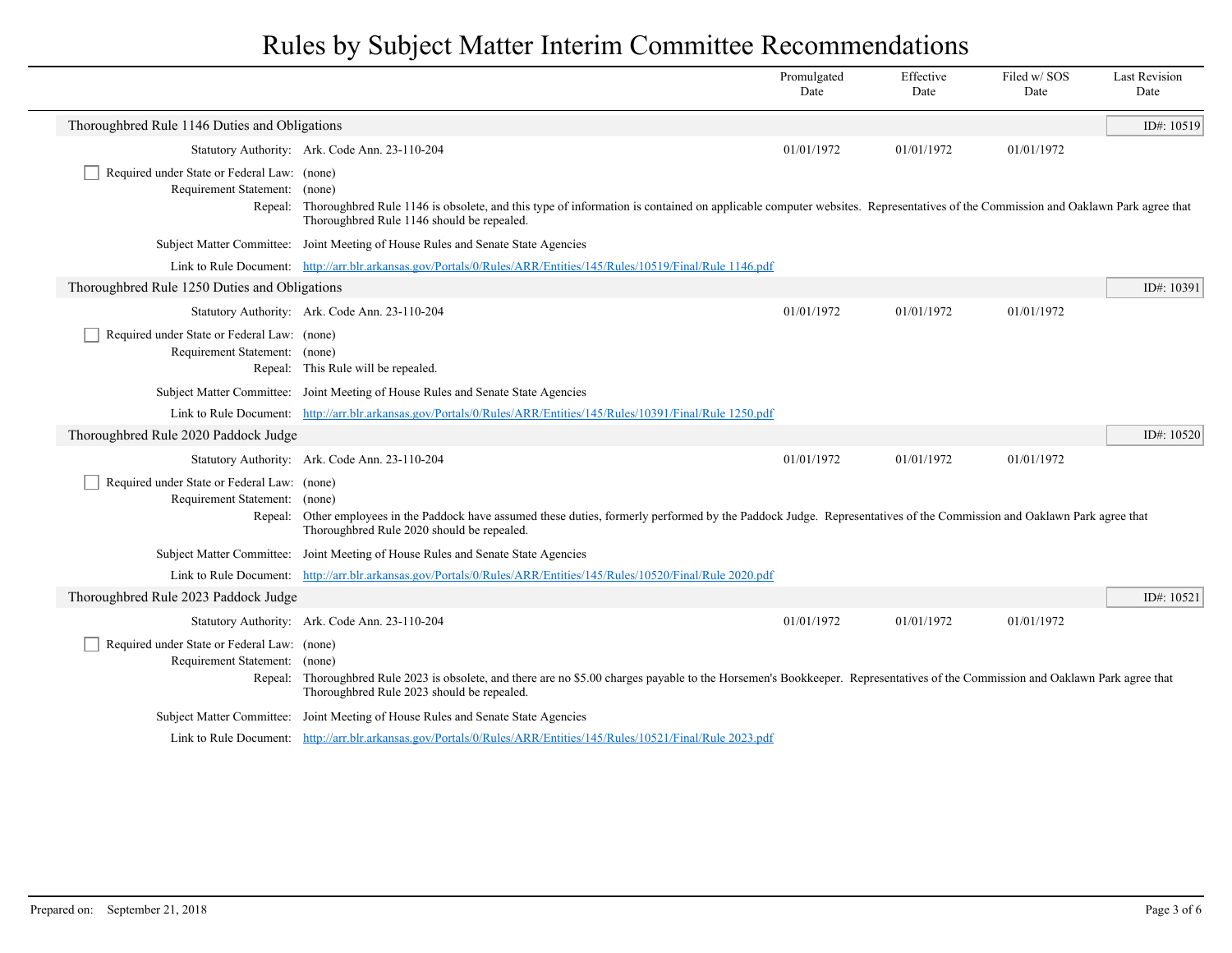# Rules by Subject Matter Interim Committee Recommendations

| | Promulgated Date | Effective Date | Filed w/ SOS Date | Last Revision Date |
|---|---|---|---|---|

## Thoroughbred Rule 1146 Duties and Obligations

ID#: 10519

| | Promulgated Date | Effective Date | Filed w/ SOS Date | Last Revision Date |
|---|---|---|---|---|
| Statutory Authority: Ark. Code Ann. 23-110-204 | 01/01/1972 | 01/01/1972 | 01/01/1972 | |

- [ ] Required under State or Federal Law: (none)

Requirement Statement: (none)

Repeal: Thoroughbred Rule 1146 is obsolete, and this type of information is contained on applicable computer websites. Representatives of the Commission and Oaklawn Park agree that Thoroughbred Rule 1146 should be repealed.

Subject Matter Committee: Joint Meeting of House Rules and Senate State Agencies

Link to Rule Document: http://arr.blr.arkansas.gov/Portals/0/Rules/ARR/Entities/145/Rules/10519/Final/Rule 1146.pdf

## Thoroughbred Rule 1250 Duties and Obligations

ID#: 10391

| | Promulgated Date | Effective Date | Filed w/ SOS Date | Last Revision Date |
|---|---|---|---|---|
| Statutory Authority: Ark. Code Ann. 23-110-204 | 01/01/1972 | 01/01/1972 | 01/01/1972 | |

- [ ] Required under State or Federal Law: (none)

Requirement Statement: (none)

Repeal: This Rule will be repealed.

Subject Matter Committee: Joint Meeting of House Rules and Senate State Agencies

Link to Rule Document: http://arr.blr.arkansas.gov/Portals/0/Rules/ARR/Entities/145/Rules/10391/Final/Rule 1250.pdf

## Thoroughbred Rule 2020 Paddock Judge

ID#: 10520

| | Promulgated Date | Effective Date | Filed w/ SOS Date | Last Revision Date |
|---|---|---|---|---|
| Statutory Authority: Ark. Code Ann. 23-110-204 | 01/01/1972 | 01/01/1972 | 01/01/1972 | |

- [ ] Required under State or Federal Law: (none)

Requirement Statement: (none)

Repeal: Other employees in the Paddock have assumed these duties, formerly performed by the Paddock Judge. Representatives of the Commission and Oaklawn Park agree that Thoroughbred Rule 2020 should be repealed.

Subject Matter Committee: Joint Meeting of House Rules and Senate State Agencies

Link to Rule Document: http://arr.blr.arkansas.gov/Portals/0/Rules/ARR/Entities/145/Rules/10520/Final/Rule 2020.pdf

## Thoroughbred Rule 2023 Paddock Judge

ID#: 10521

| | Promulgated Date | Effective Date | Filed w/ SOS Date | Last Revision Date |
|---|---|---|---|---|
| Statutory Authority: Ark. Code Ann. 23-110-204 | 01/01/1972 | 01/01/1972 | 01/01/1972 | |

- [ ] Required under State or Federal Law: (none)

Requirement Statement: (none)

Repeal: Thoroughbred Rule 2023 is obsolete, and there are no $5.00 charges payable to the Horsemen's Bookkeeper. Representatives of the Commission and Oaklawn Park agree that Thoroughbred Rule 2023 should be repealed.

Subject Matter Committee: Joint Meeting of House Rules and Senate State Agencies

Link to Rule Document: http://arr.blr.arkansas.gov/Portals/0/Rules/ARR/Entities/145/Rules/10521/Final/Rule 2023.pdf

Prepared on: September 21, 2018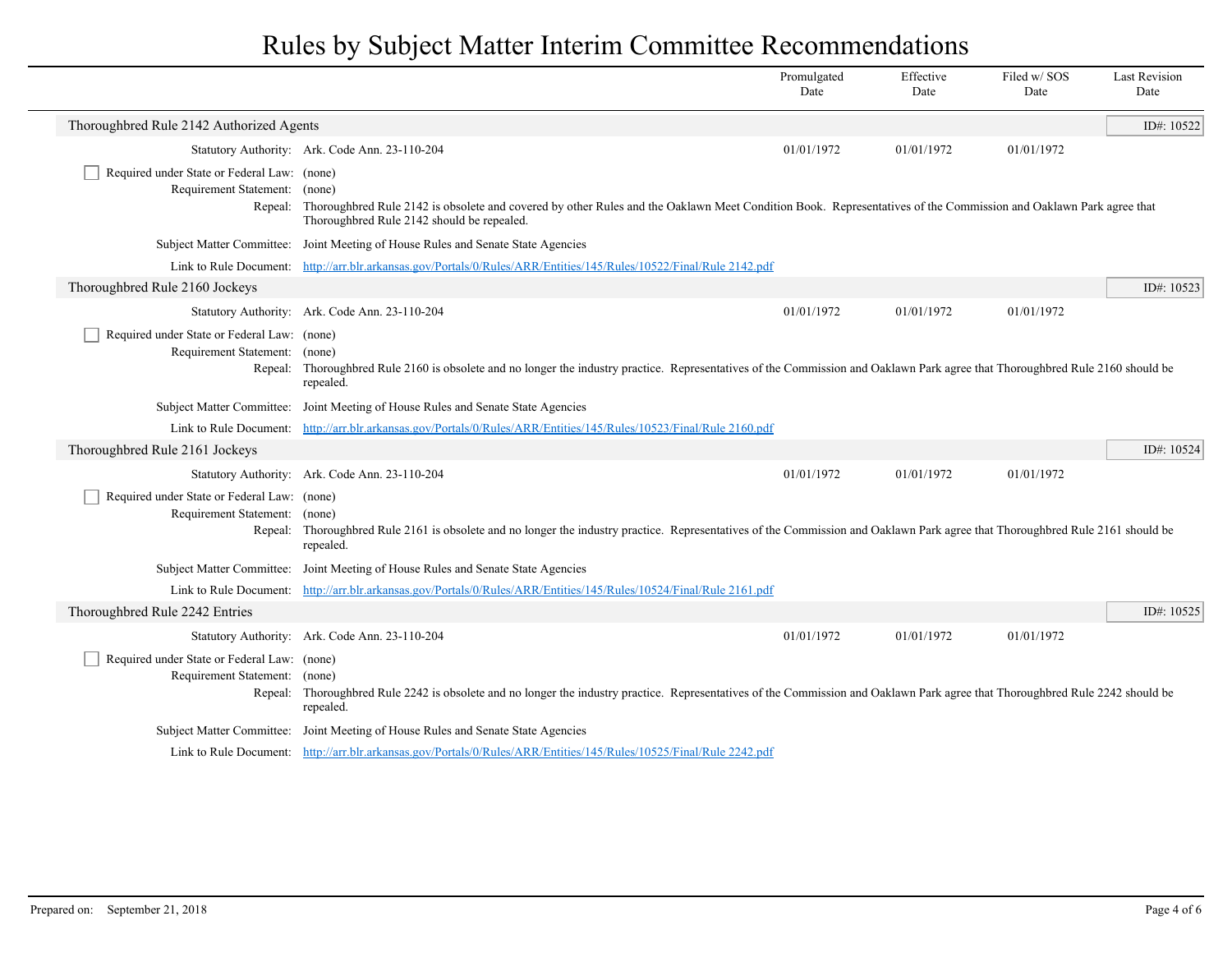# Rules by Subject Matter Interim Committee Recommendations

| | Promulgated Date | Effective Date | Filed w/ SOS Date | Last Revision Date |
|---|---|---|---|---|

## Thoroughbred Rule 2142 Authorized Agents

ID#: 10522

| | | Promulgated Date | Effective Date | Filed w/ SOS Date | Last Revision Date |
|---|---|---|---|---|---|
| Statutory Authority: | Ark. Code Ann. 23-110-204 | 01/01/1972 | 01/01/1972 | 01/01/1972 | |

- [ ] Required under State or Federal Law: (none)

Requirement Statement: (none)

Repeal: Thoroughbred Rule 2142 is obsolete and covered by other Rules and the Oaklawn Meet Condition Book. Representatives of the Commission and Oaklawn Park agree that Thoroughbred Rule 2142 should be repealed.

Subject Matter Committee: Joint Meeting of House Rules and Senate State Agencies

Link to Rule Document: http://arr.blr.arkansas.gov/Portals/0/Rules/ARR/Entities/145/Rules/10522/Final/Rule 2142.pdf

## Thoroughbred Rule 2160 Jockeys

ID#: 10523

| | | Promulgated Date | Effective Date | Filed w/ SOS Date | Last Revision Date |
|---|---|---|---|---|---|
| Statutory Authority: | Ark. Code Ann. 23-110-204 | 01/01/1972 | 01/01/1972 | 01/01/1972 | |

- [ ] Required under State or Federal Law: (none)

Requirement Statement: (none)

Repeal: Thoroughbred Rule 2160 is obsolete and no longer the industry practice. Representatives of the Commission and Oaklawn Park agree that Thoroughbred Rule 2160 should be repealed.

Subject Matter Committee: Joint Meeting of House Rules and Senate State Agencies

Link to Rule Document: http://arr.blr.arkansas.gov/Portals/0/Rules/ARR/Entities/145/Rules/10523/Final/Rule 2160.pdf

## Thoroughbred Rule 2161 Jockeys

ID#: 10524

| | | Promulgated Date | Effective Date | Filed w/ SOS Date | Last Revision Date |
|---|---|---|---|---|---|
| Statutory Authority: | Ark. Code Ann. 23-110-204 | 01/01/1972 | 01/01/1972 | 01/01/1972 | |

- [ ] Required under State or Federal Law: (none)

Requirement Statement: (none)

Repeal: Thoroughbred Rule 2161 is obsolete and no longer the industry practice. Representatives of the Commission and Oaklawn Park agree that Thoroughbred Rule 2161 should be repealed.

Subject Matter Committee: Joint Meeting of House Rules and Senate State Agencies

Link to Rule Document: http://arr.blr.arkansas.gov/Portals/0/Rules/ARR/Entities/145/Rules/10524/Final/Rule 2161.pdf

## Thoroughbred Rule 2242 Entries

ID#: 10525

| | | Promulgated Date | Effective Date | Filed w/ SOS Date | Last Revision Date |
|---|---|---|---|---|---|
| Statutory Authority: | Ark. Code Ann. 23-110-204 | 01/01/1972 | 01/01/1972 | 01/01/1972 | |

- [ ] Required under State or Federal Law: (none)

Requirement Statement: (none)

Repeal: Thoroughbred Rule 2242 is obsolete and no longer the industry practice. Representatives of the Commission and Oaklawn Park agree that Thoroughbred Rule 2242 should be repealed.

Subject Matter Committee: Joint Meeting of House Rules and Senate State Agencies

Link to Rule Document: http://arr.blr.arkansas.gov/Portals/0/Rules/ARR/Entities/145/Rules/10525/Final/Rule 2242.pdf

Prepared on: September 21, 2018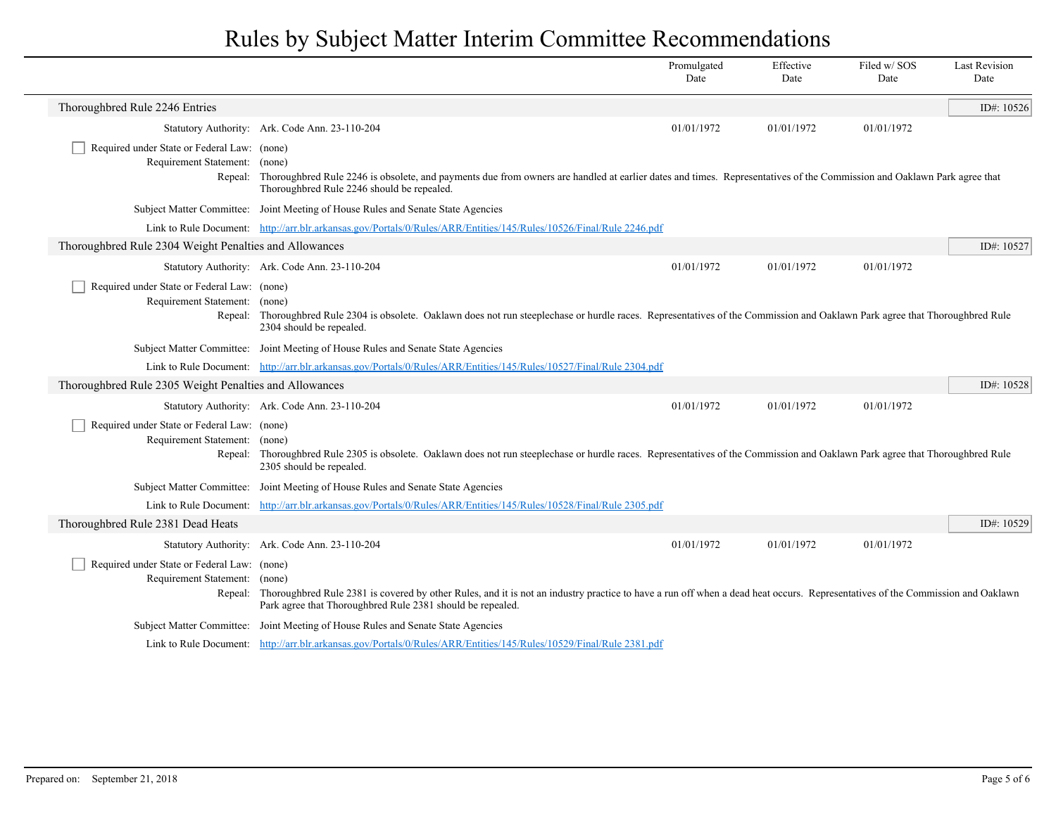# Rules by Subject Matter Interim Committee Recommendations

| | Promulgated Date | Effective Date | Filed w/ SOS Date | Last Revision Date |
|---|---|---|---|---|

## Thoroughbred Rule 2246 Entries

ID#: 10526

| | Promulgated Date | Effective Date | Filed w/ SOS Date | Last Revision Date |
|---|---|---|---|---|
| Statutory Authority: Ark. Code Ann. 23-110-204 | 01/01/1972 | 01/01/1972 | 01/01/1972 | |

- [ ] Required under State or Federal Law: (none)

Requirement Statement: (none)

Repeal: Thoroughbred Rule 2246 is obsolete, and payments due from owners are handled at earlier dates and times. Representatives of the Commission and Oaklawn Park agree that Thoroughbred Rule 2246 should be repealed.

Subject Matter Committee: Joint Meeting of House Rules and Senate State Agencies

Link to Rule Document: http://arr.blr.arkansas.gov/Portals/0/Rules/ARR/Entities/145/Rules/10526/Final/Rule 2246.pdf

## Thoroughbred Rule 2304 Weight Penalties and Allowances

ID#: 10527

| | Promulgated Date | Effective Date | Filed w/ SOS Date | Last Revision Date |
|---|---|---|---|---|
| Statutory Authority: Ark. Code Ann. 23-110-204 | 01/01/1972 | 01/01/1972 | 01/01/1972 | |

- [ ] Required under State or Federal Law: (none)

Requirement Statement: (none)

Repeal: Thoroughbred Rule 2304 is obsolete. Oaklawn does not run steeplechase or hurdle races. Representatives of the Commission and Oaklawn Park agree that Thoroughbred Rule 2304 should be repealed.

Subject Matter Committee: Joint Meeting of House Rules and Senate State Agencies

Link to Rule Document: http://arr.blr.arkansas.gov/Portals/0/Rules/ARR/Entities/145/Rules/10527/Final/Rule 2304.pdf

## Thoroughbred Rule 2305 Weight Penalties and Allowances

ID#: 10528

| | Promulgated Date | Effective Date | Filed w/ SOS Date | Last Revision Date |
|---|---|---|---|---|
| Statutory Authority: Ark. Code Ann. 23-110-204 | 01/01/1972 | 01/01/1972 | 01/01/1972 | |

- [ ] Required under State or Federal Law: (none)

Requirement Statement: (none)

Repeal: Thoroughbred Rule 2305 is obsolete. Oaklawn does not run steeplechase or hurdle races. Representatives of the Commission and Oaklawn Park agree that Thoroughbred Rule 2305 should be repealed.

Subject Matter Committee: Joint Meeting of House Rules and Senate State Agencies

Link to Rule Document: http://arr.blr.arkansas.gov/Portals/0/Rules/ARR/Entities/145/Rules/10528/Final/Rule 2305.pdf

## Thoroughbred Rule 2381 Dead Heats

ID#: 10529

| | Promulgated Date | Effective Date | Filed w/ SOS Date | Last Revision Date |
|---|---|---|---|---|
| Statutory Authority: Ark. Code Ann. 23-110-204 | 01/01/1972 | 01/01/1972 | 01/01/1972 | |

- [ ] Required under State or Federal Law: (none)

Requirement Statement: (none)

Repeal: Thoroughbred Rule 2381 is covered by other Rules, and it is not an industry practice to have a run off when a dead heat occurs. Representatives of the Commission and Oaklawn Park agree that Thoroughbred Rule 2381 should be repealed.

Subject Matter Committee: Joint Meeting of House Rules and Senate State Agencies

Link to Rule Document: http://arr.blr.arkansas.gov/Portals/0/Rules/ARR/Entities/145/Rules/10529/Final/Rule 2381.pdf

Prepared on: September 21, 2018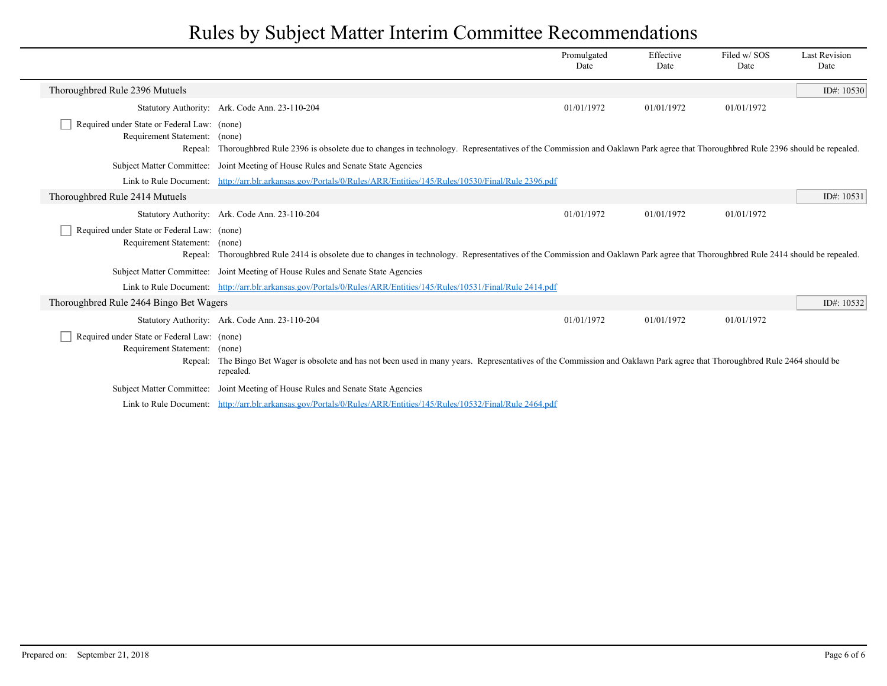# Rules by Subject Matter Interim Committee Recommendations

| | | Promulgated Date | Effective Date | Filed w/ SOS Date | Last Revision Date |
|---|---|---|---|---|---|

## Thoroughbred Rule 2396 Mutuels

ID#: 10530

| | | Promulgated Date | Effective Date | Filed w/ SOS Date | Last Revision Date |
|---|---|---|---|---|---|
| Statutory Authority: | Ark. Code Ann. 23-110-204 | 01/01/1972 | 01/01/1972 | 01/01/1972 | |

☐ Required under State or Federal Law: (none)

Requirement Statement: (none)

Repeal: Thoroughbred Rule 2396 is obsolete due to changes in technology. Representatives of the Commission and Oaklawn Park agree that Thoroughbred Rule 2396 should be repealed.

Subject Matter Committee: Joint Meeting of House Rules and Senate State Agencies

Link to Rule Document: http://arr.blr.arkansas.gov/Portals/0/Rules/ARR/Entities/145/Rules/10530/Final/Rule 2396.pdf

## Thoroughbred Rule 2414 Mutuels

ID#: 10531

| | | Promulgated Date | Effective Date | Filed w/ SOS Date | Last Revision Date |
|---|---|---|---|---|---|
| Statutory Authority: | Ark. Code Ann. 23-110-204 | 01/01/1972 | 01/01/1972 | 01/01/1972 | |

☐ Required under State or Federal Law: (none)

Requirement Statement: (none)

Repeal: Thoroughbred Rule 2414 is obsolete due to changes in technology. Representatives of the Commission and Oaklawn Park agree that Thoroughbred Rule 2414 should be repealed.

Subject Matter Committee: Joint Meeting of House Rules and Senate State Agencies

Link to Rule Document: http://arr.blr.arkansas.gov/Portals/0/Rules/ARR/Entities/145/Rules/10531/Final/Rule 2414.pdf

## Thoroughbred Rule 2464 Bingo Bet Wagers

ID#: 10532

| | | Promulgated Date | Effective Date | Filed w/ SOS Date | Last Revision Date |
|---|---|---|---|---|---|
| Statutory Authority: | Ark. Code Ann. 23-110-204 | 01/01/1972 | 01/01/1972 | 01/01/1972 | |

☐ Required under State or Federal Law: (none)

Requirement Statement: (none)

Repeal: The Bingo Bet Wager is obsolete and has not been used in many years. Representatives of the Commission and Oaklawn Park agree that Thoroughbred Rule 2464 should be repealed.

Subject Matter Committee: Joint Meeting of House Rules and Senate State Agencies

Link to Rule Document: http://arr.blr.arkansas.gov/Portals/0/Rules/ARR/Entities/145/Rules/10532/Final/Rule 2464.pdf

Prepared on: September 21, 2018